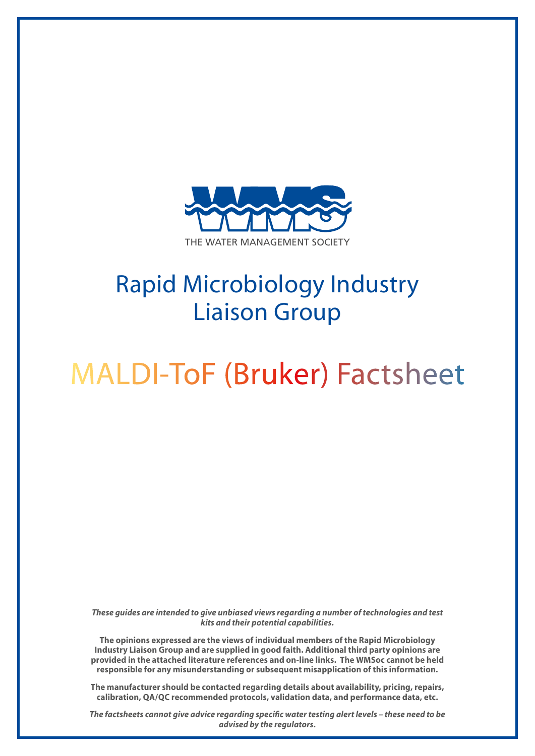THE WATER MANAGEMENT SOCIETY

# Rapid Microbiology Industry Liaison Group

# MALDI-ToF (Bruker) Factsheet

***These guides are intended to give unbiased views regarding a number of technologies and test kits and their potential capabilities.***

**The opinions expressed are the views of individual members of the Rapid Microbiology Industry Liaison Group and are supplied in good faith. Additional third party opinions are provided in the attached literature references and on-line links. The WMSoc cannot be held responsible for any misunderstanding or subsequent misapplication of this information.**

**The manufacturer should be contacted regarding details about availability, pricing, repairs, calibration, QA/QC recommended protocols, validation data, and performance data, etc.**

***The factsheets cannot give advice regarding specific water testing alert levels – these need to be advised by the regulators.***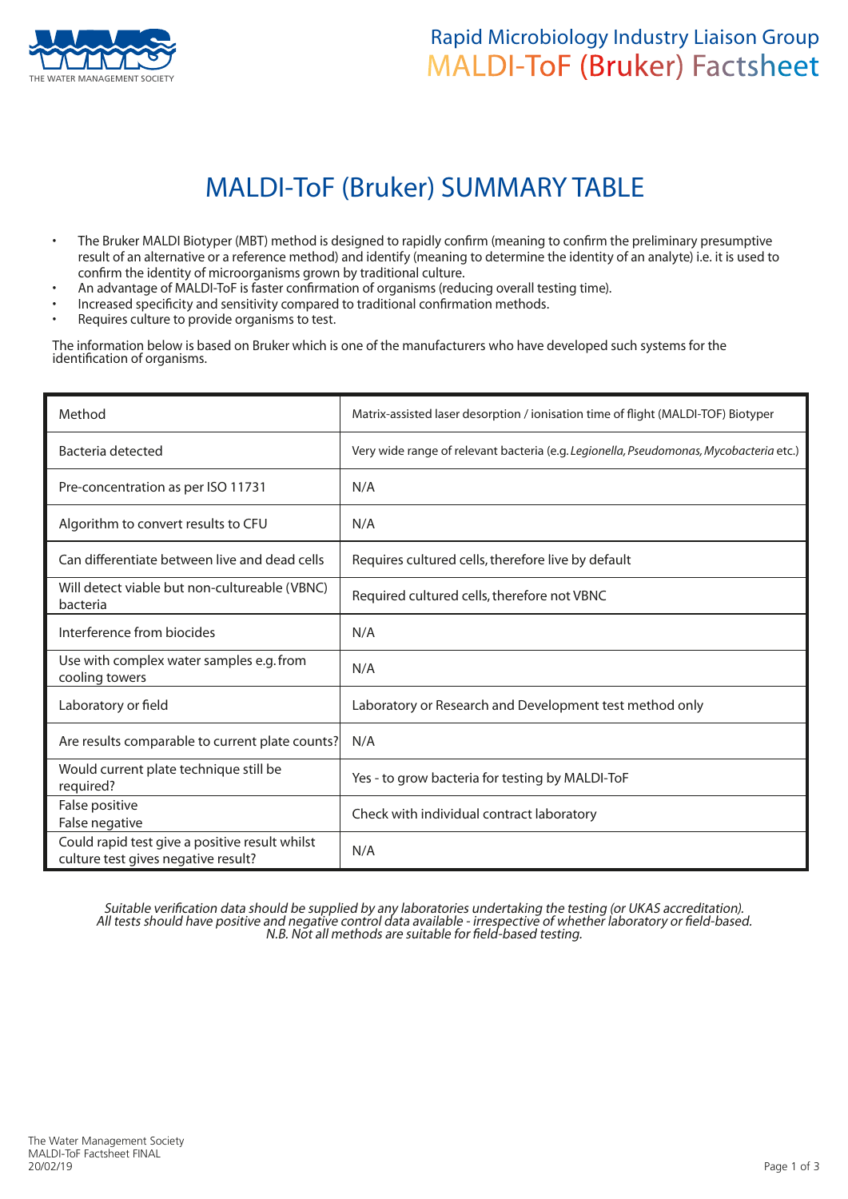# MALDI-ToF (Bruker) SUMMARY TABLE

- The Bruker MALDI Biotyper (MBT) method is designed to rapidly confirm (meaning to confirm the preliminary presumptive result of an alternative or a reference method) and identify (meaning to determine the identity of an analyte) i.e. it is used to confirm the identity of microorganisms grown by traditional culture.
- An advantage of MALDI-ToF is faster confirmation of organisms (reducing overall testing time).
- Increased specificity and sensitivity compared to traditional confirmation methods.
- Requires culture to provide organisms to test.

The information below is based on Bruker which is one of the manufacturers who have developed such systems for the identification of organisms.

| | |
|---|---|
| Method | Matrix-assisted laser desorption / ionisation time of flight (MALDI-TOF) Biotyper |
| Bacteria detected | Very wide range of relevant bacteria (e.g. *Legionella, Pseudomonas, Mycobacteria* etc.) |
| Pre-concentration as per ISO 11731 | N/A |
| Algorithm to convert results to CFU | N/A |
| Can differentiate between live and dead cells | Requires cultured cells, therefore live by default |
| Will detect viable but non-cultureable (VBNC) bacteria | Required cultured cells, therefore not VBNC |
| Interference from biocides | N/A |
| Use with complex water samples e.g. from cooling towers | N/A |
| Laboratory or field | Laboratory or Research and Development test method only |
| Are results comparable to current plate counts? | N/A |
| Would current plate technique still be required? | Yes - to grow bacteria for testing by MALDI-ToF |
| False positive<br>False negative | Check with individual contract laboratory |
| Could rapid test give a positive result whilst culture test gives negative result? | N/A |

*Suitable verification data should be supplied by any laboratories undertaking the testing (or UKAS accreditation). All tests should have positive and negative control data available - irrespective of whether laboratory or field-based. N.B. Not all methods are suitable for field-based testing.*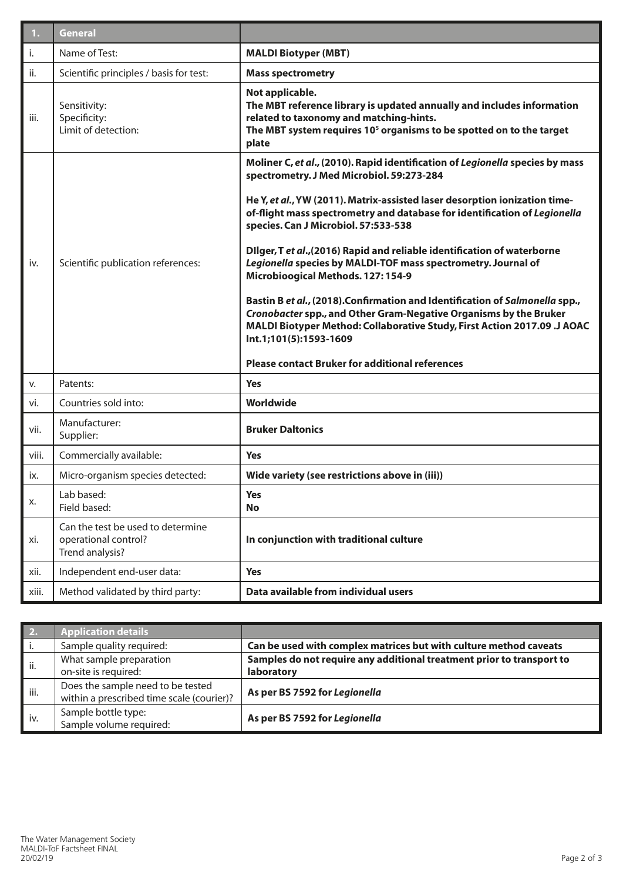| 1. | General | |
|---|---|---|
| i. | Name of Test: | **MALDI Biotyper (MBT)** |
| ii. | Scientific principles / basis for test: | **Mass spectrometry** |
| iii. | Sensitivity:<br>Specificity:<br>Limit of detection: | **Not applicable.**<br>**The MBT reference library is updated annually and includes information related to taxonomy and matching-hints.**<br>**The MBT system requires $10^5$ organisms to be spotted on to the target plate** |
| iv. | Scientific publication references: | **Moliner C, *et al*., (2010). Rapid identification of *Legionella* species by mass spectrometry. J Med Microbiol. 59:273-284**<br><br>**He Y, *et al*., YW (2011). Matrix-assisted laser desorption ionization time-of-flight mass spectrometry and database for identification of *Legionella* species. Can J Microbiol. 57:533-538**<br><br>**DIlger, T *et al*.,(2016) Rapid and reliable identification of waterborne *Legionella* species by MALDI-TOF mass spectrometry. Journal of Microbioogical Methods. 127: 154-9**<br><br>**Bastin B *et al.*, (2018).Confirmation and Identification of *Salmonella* spp., *Cronobacter* spp., and Other Gram-Negative Organisms by the Bruker MALDI Biotyper Method: Collaborative Study, First Action 2017.09 .J AOAC Int.1;101(5):1593-1609**<br><br>**Please contact Bruker for additional references** |
| v. | Patents: | **Yes** |
| vi. | Countries sold into: | **Worldwide** |
| vii. | Manufacturer:<br>Supplier: | **Bruker Daltonics** |
| viii. | Commercially available: | **Yes** |
| ix. | Micro-organism species detected: | **Wide variety (see restrictions above in (iii))** |
| x. | Lab based:<br>Field based: | **Yes**<br>**No** |
| xi. | Can the test be used to determine operational control?<br>Trend analysis? | **In conjunction with traditional culture** |
| xii. | Independent end-user data: | **Yes** |
| xiii. | Method validated by third party: | **Data available from individual users** |

| 2. | Application details | |
|---|---|---|
| i. | Sample quality required: | **Can be used with complex matrices but with culture method caveats** |
| ii. | What sample preparation on-site is required: | **Samples do not require any additional treatment prior to transport to laboratory** |
| iii. | Does the sample need to be tested within a prescribed time scale (courier)? | **As per BS 7592 for *Legionella*** |
| iv. | Sample bottle type:<br>Sample volume required: | **As per BS 7592 for *Legionella*** |

The Water Management Society
MALDI-ToF Factsheet FINAL
20/02/19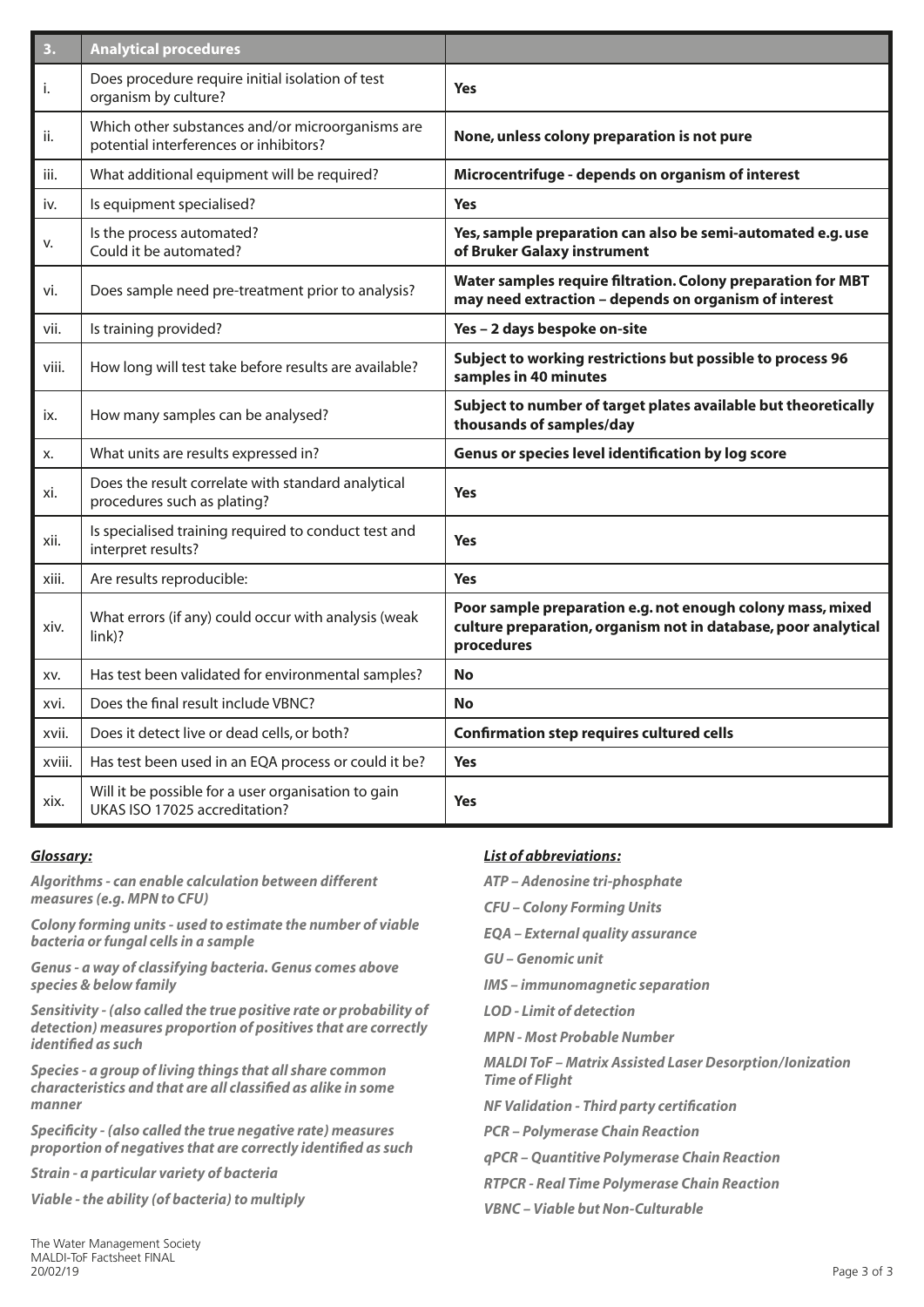| 3. | Analytical procedures | |
|---|---|---|
| i. | Does procedure require initial isolation of test organism by culture? | **Yes** |
| ii. | Which other substances and/or microorganisms are potential interferences or inhibitors? | **None, unless colony preparation is not pure** |
| iii. | What additional equipment will be required? | **Microcentrifuge - depends on organism of interest** |
| iv. | Is equipment specialised? | **Yes** |
| v. | Is the process automated? Could it be automated? | **Yes, sample preparation can also be semi-automated e.g. use of Bruker Galaxy instrument** |
| vi. | Does sample need pre-treatment prior to analysis? | **Water samples require filtration. Colony preparation for MBT may need extraction – depends on organism of interest** |
| vii. | Is training provided? | **Yes – 2 days bespoke on-site** |
| viii. | How long will test take before results are available? | **Subject to working restrictions but possible to process 96 samples in 40 minutes** |
| ix. | How many samples can be analysed? | **Subject to number of target plates available but theoretically thousands of samples/day** |
| x. | What units are results expressed in? | **Genus or species level identification by log score** |
| xi. | Does the result correlate with standard analytical procedures such as plating? | **Yes** |
| xii. | Is specialised training required to conduct test and interpret results? | **Yes** |
| xiii. | Are results reproducible: | **Yes** |
| xiv. | What errors (if any) could occur with analysis (weak link)? | **Poor sample preparation e.g. not enough colony mass, mixed culture preparation, organism not in database, poor analytical procedures** |
| xv. | Has test been validated for environmental samples? | **No** |
| xvi. | Does the final result include VBNC? | **No** |
| xvii. | Does it detect live or dead cells, or both? | **Confirmation step requires cultured cells** |
| xviii. | Has test been used in an EQA process or could it be? | **Yes** |
| xix. | Will it be possible for a user organisation to gain UKAS ISO 17025 accreditation? | **Yes** |

***Glossary:***

***Algorithms - can enable calculation between different measures (e.g. MPN to CFU)***

***Colony forming units - used to estimate the number of viable bacteria or fungal cells in a sample***

***Genus - a way of classifying bacteria. Genus comes above species & below family***

***Sensitivity - (also called the true positive rate or probability of detection) measures proportion of positives that are correctly identified as such***

***Species - a group of living things that all share common characteristics and that are all classified as alike in some manner***

***Specificity - (also called the true negative rate) measures proportion of negatives that are correctly identified as such***

***Strain - a particular variety of bacteria***

***Viable - the ability (of bacteria) to multiply***

***List of abbreviations:***

***ATP – Adenosine tri-phosphate***

***CFU – Colony Forming Units***

***EQA – External quality assurance***

***GU – Genomic unit***

***IMS – immunomagnetic separation***

***LOD - Limit of detection***

***MPN - Most Probable Number***

***MALDI ToF – Matrix Assisted Laser Desorption/Ionization Time of Flight***

***NF Validation - Third party certification***

***PCR – Polymerase Chain Reaction***

***qPCR – Quantitive Polymerase Chain Reaction***

***RTPCR - Real Time Polymerase Chain Reaction***

***VBNC – Viable but Non-Culturable***

The Water Management Society
MALDI-ToF Factsheet FINAL
20/02/19